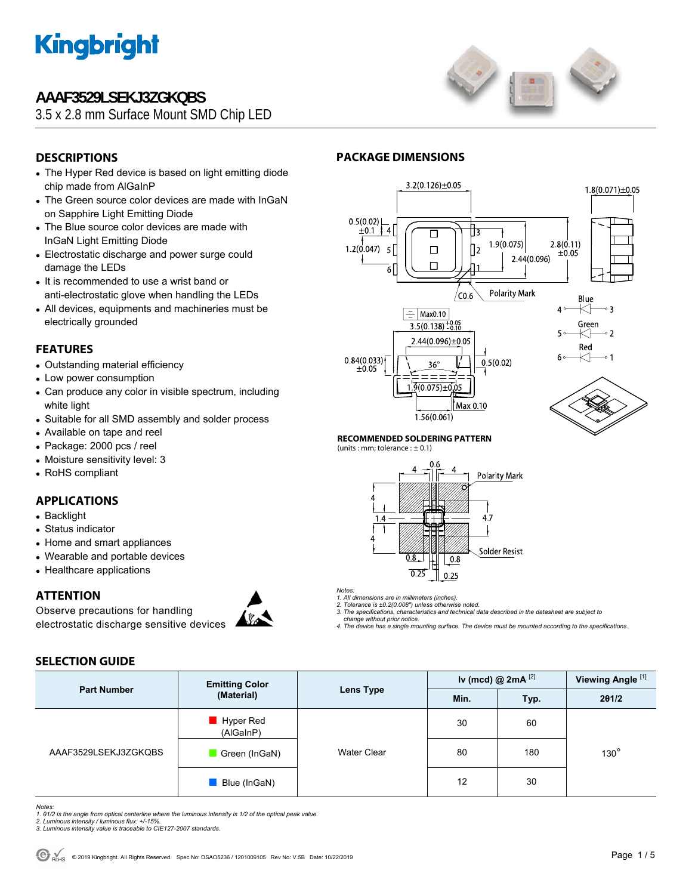# AAAF3529LSEKJ3ZGKQBS

3.5 x 2.8 mm Surface Mount SMD Chip LED

## DESCRIPTIONS

- The Hyper Red device is based on light emitting diode chip made from AlGaInP
- The Green source color devices are made with InGaN on Sapphire Light Emitting Diode
- The Blue source color devices are made with InGaN Light Emitting Diode
- Electrostatic discharge and power surge could damage the LEDs
- It is recommended to use a wrist band or anti-electrostatic glove when handling the LEDs
- All devices, equipments and machineries must be electrically grounded

## FEATURES

- Outstanding material efficiency
- Low power consumption
- Can produce any color in visible spectrum, including white light
- Suitable for all SMD assembly and solder process
- Available on tape and reel
- Package: 2000 pcs / reel
- Moisture sensitivity level: 3
- RoHS compliant

## APPLICATIONS

- Backlight
- Status indicator
- Home and smart appliances
- Wearable and portable devices
- Healthcare applications

## ATTENTION

Observe precautions for handling electrostatic discharge sensitive devices

## PACKAGE DIMENSIONS

### RECOMMENDED SOLDERING PATTERN

(units : mm; tolerance : ± 0.1)

*Notes:*
*1. All dimensions are in millimeters (inches).*
*2. Tolerance is ±0.2(0.008") unless otherwise noted.*
*3. The specifications, characteristics and technical data described in the datasheet are subject to change without prior notice.*
*4. The device has a single mounting surface. The device must be mounted according to the specifications.*

## SELECTION GUIDE

| Part Number | Emitting Color (Material) | Lens Type | Iv (mcd) @ 2mA [2] | | Viewing Angle [1] |
|---|---|---|---|---|---|
| | | | Min. | Typ. | 2θ1/2 |
| AAAF3529LSEKJ3ZGKQBS | Hyper Red (AlGaInP) | Water Clear | 30 | 60 | 130° |
| | Green (InGaN) | | 80 | 180 | |
| | Blue (InGaN) | | 12 | 30 | |

*Notes:*
*1. θ1/2 is the angle from optical centerline where the luminous intensity is 1/2 of the optical peak value.*
*2. Luminous intensity / luminous flux: +/-15%.*
*3. Luminous intensity value is traceable to CIE127-2007 standards.*

© 2019 Kingbright. All Rights Reserved. Spec No: DSAO5236 / 1201009105 Rev No: V.5B Date: 10/22/2019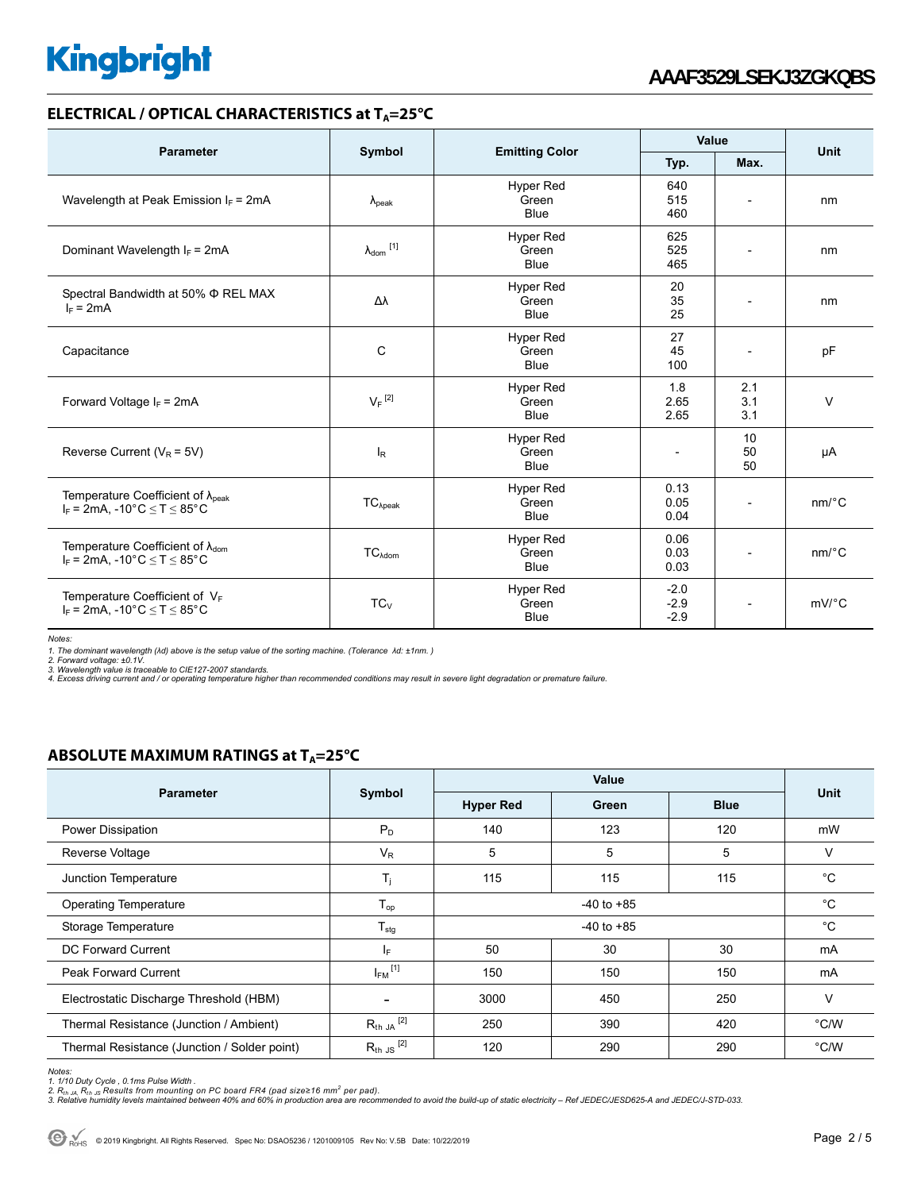## ELECTRICAL / OPTICAL CHARACTERISTICS at $T_A$=25°C

| Parameter | Symbol | Emitting Color | Value | | Unit |
|---|---|---|---|---|---|
| | | | Typ. | Max. | |
| Wavelength at Peak Emission $I_F$ = 2mA | $\lambda_{peak}$ | Hyper Red<br>Green<br>Blue | 640<br>515<br>460 | - | nm |
| Dominant Wavelength $I_F$ = 2mA | $\lambda_{dom}$ [1] | Hyper Red<br>Green<br>Blue | 625<br>525<br>465 | - | nm |
| Spectral Bandwidth at 50% Φ REL MAX<br>$I_F$ = 2mA | Δλ | Hyper Red<br>Green<br>Blue | 20<br>35<br>25 | - | nm |
| Capacitance | C | Hyper Red<br>Green<br>Blue | 27<br>45<br>100 | - | pF |
| Forward Voltage $I_F$ = 2mA | $V_F$ [2] | Hyper Red<br>Green<br>Blue | 1.8<br>2.65<br>2.65 | 2.1<br>3.1<br>3.1 | V |
| Reverse Current ($V_R$ = 5V) | $I_R$ | Hyper Red<br>Green<br>Blue | - | 10<br>50<br>50 | μA |
| Temperature Coefficient of $\lambda_{peak}$<br>$I_F$ = 2mA, -10°C ≤ T ≤ 85°C | $TC_{\lambda peak}$ | Hyper Red<br>Green<br>Blue | 0.13<br>0.05<br>0.04 | - | nm/°C |
| Temperature Coefficient of $\lambda_{dom}$<br>$I_F$ = 2mA, -10°C ≤ T ≤ 85°C | $TC_{\lambda dom}$ | Hyper Red<br>Green<br>Blue | 0.06<br>0.03<br>0.03 | - | nm/°C |
| Temperature Coefficient of $V_F$<br>$I_F$ = 2mA, -10°C ≤ T ≤ 85°C | $TC_V$ | Hyper Red<br>Green<br>Blue | -2.0<br>-2.9<br>-2.9 | - | mV/°C |

*Notes:*
*1. The dominant wavelength (λd) above is the setup value of the sorting machine. (Tolerance λd: ±1nm. )*
*2. Forward voltage: ±0.1V.*
*3. Wavelength value is traceable to CIE127-2007 standards.*
*4. Excess driving current and / or operating temperature higher than recommended conditions may result in severe light degradation or premature failure.*

## ABSOLUTE MAXIMUM RATINGS at $T_A$=25°C

| Parameter | Symbol | Value | | | Unit |
|---|---|---|---|---|---|
| | | Hyper Red | Green | Blue | |
| Power Dissipation | $P_D$ | 140 | 123 | 120 | mW |
| Reverse Voltage | $V_R$ | 5 | 5 | 5 | V |
| Junction Temperature | $T_j$ | 115 | 115 | 115 | °C |
| Operating Temperature | $T_{op}$ | -40 to +85 | | | °C |
| Storage Temperature | $T_{stg}$ | -40 to +85 | | | °C |
| DC Forward Current | $I_F$ | 50 | 30 | 30 | mA |
| Peak Forward Current | $I_{FM}$ [1] | 150 | 150 | 150 | mA |
| Electrostatic Discharge Threshold (HBM) | - | 3000 | 450 | 250 | V |
| Thermal Resistance (Junction / Ambient) | $R_{th\ JA}$ [2] | 250 | 390 | 420 | °C/W |
| Thermal Resistance (Junction / Solder point) | $R_{th\ JS}$ [2] | 120 | 290 | 290 | °C/W |

*Notes:*
*1. 1/10 Duty Cycle , 0.1ms Pulse Width .*
*2. $R_{th\ JA}$, $R_{th\ JS}$ Results from mounting on PC board FR4 (pad size≥16 mm$^2$ per pad).*
*3. Relative humidity levels maintained between 40% and 60% in production area are recommended to avoid the build-up of static electricity – Ref JEDEC/JESD625-A and JEDEC/J-STD-033.*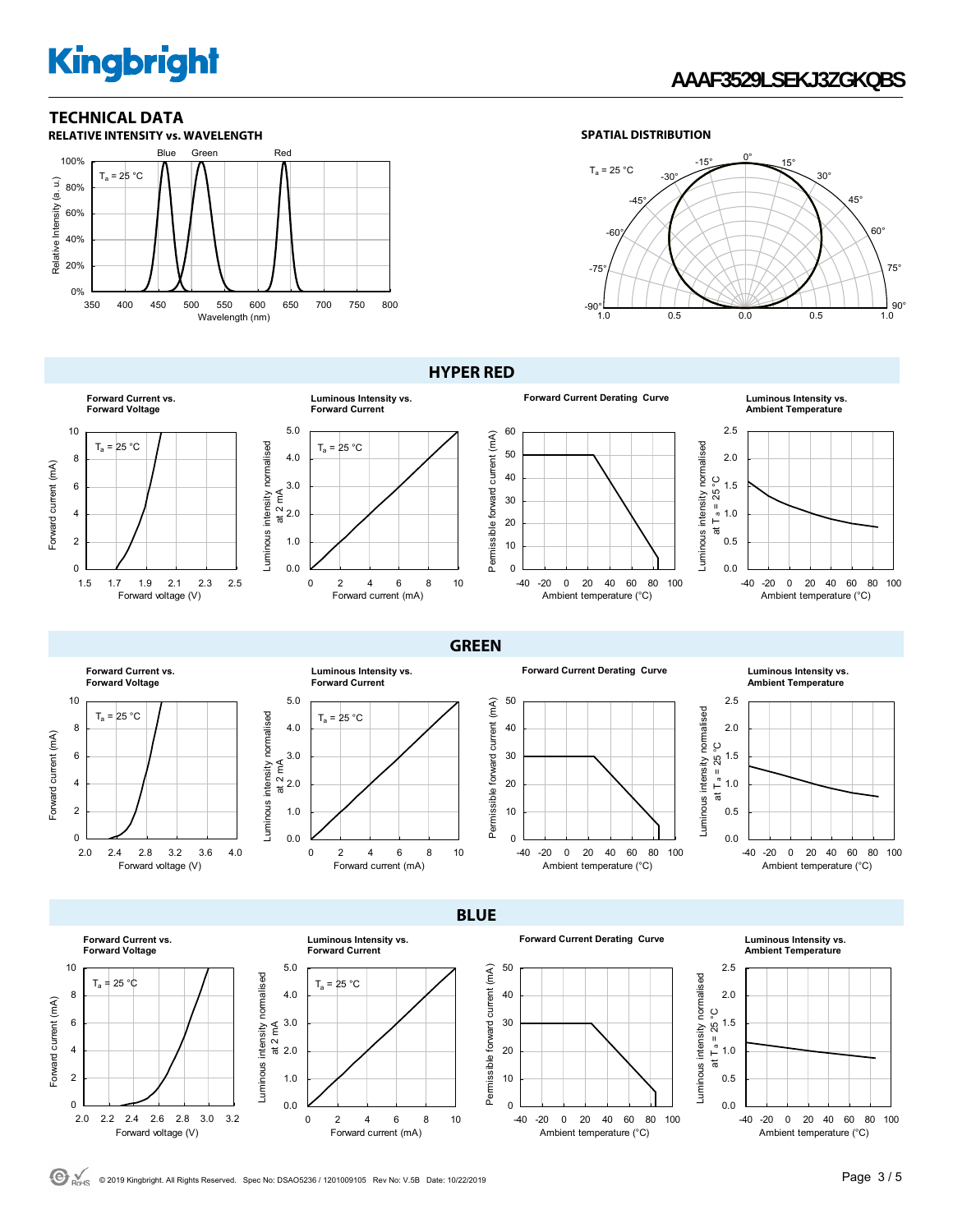## TECHNICAL DATA

### RELATIVE INTENSITY vs. WAVELENGTH

### SPATIAL DISTRIBUTION

## HYPER RED

Forward Current vs. Forward Voltage

Luminous Intensity vs. Forward Current

Forward Current Derating Curve

Luminous Intensity vs. Ambient Temperature

## GREEN

Forward Current vs. Forward Voltage

Luminous Intensity vs. Forward Current

Forward Current Derating Curve

Luminous Intensity vs. Ambient Temperature

## BLUE

Forward Current vs. Forward Voltage

Luminous Intensity vs. Forward Current

Forward Current Derating Curve

Luminous Intensity vs. Ambient Temperature

© 2019 Kingbright. All Rights Reserved. Spec No: DSAO5236 / 1201009105 Rev No: V.5B Date: 10/22/2019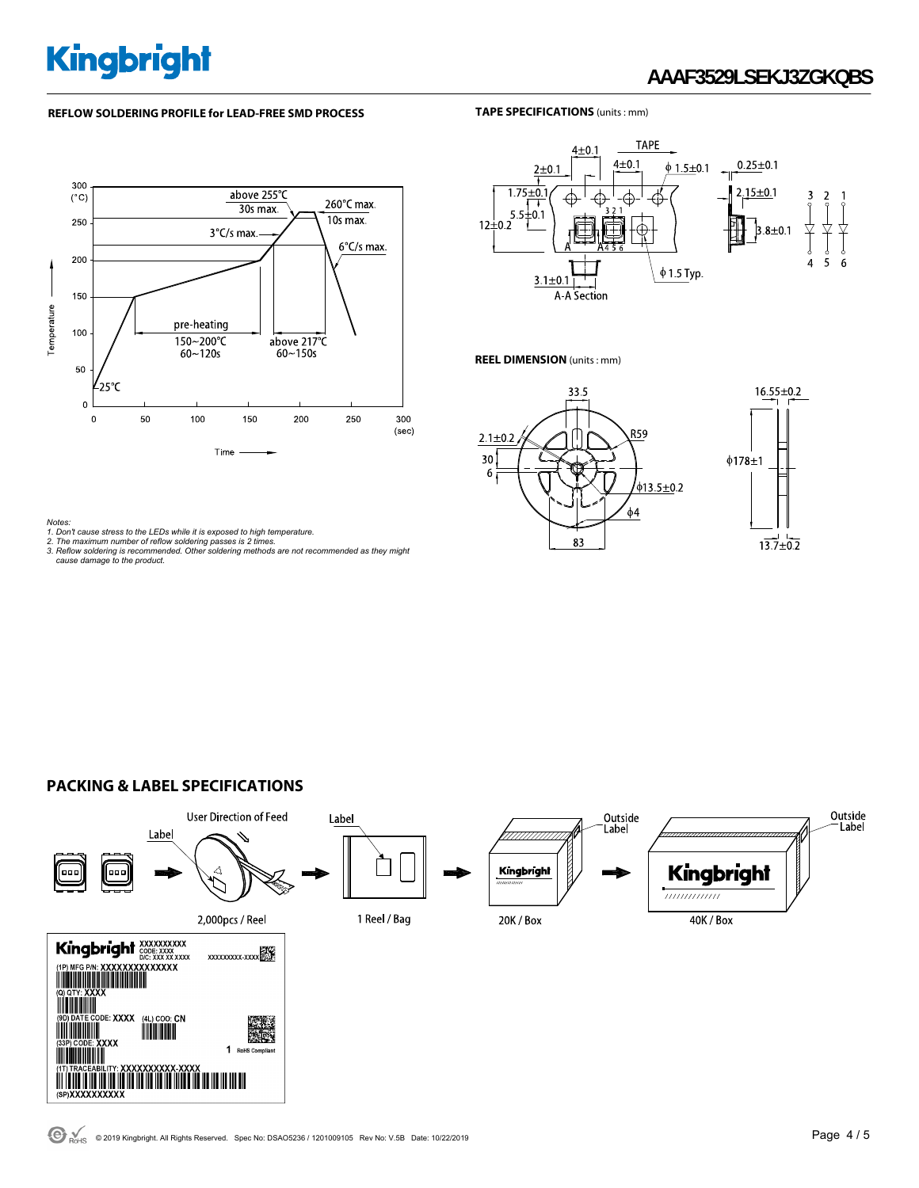## REFLOW SOLDERING PROFILE for LEAD-FREE SMD PROCESS

Notes:
1. Don't cause stress to the LEDs while it is exposed to high temperature.
2. The maximum number of reflow soldering passes is 2 times.
3. Reflow soldering is recommended. Other soldering methods are not recommended as they might cause damage to the product.

## TAPE SPECIFICATIONS (units : mm)

## REEL DIMENSION (units : mm)

## PACKING & LABEL SPECIFICATIONS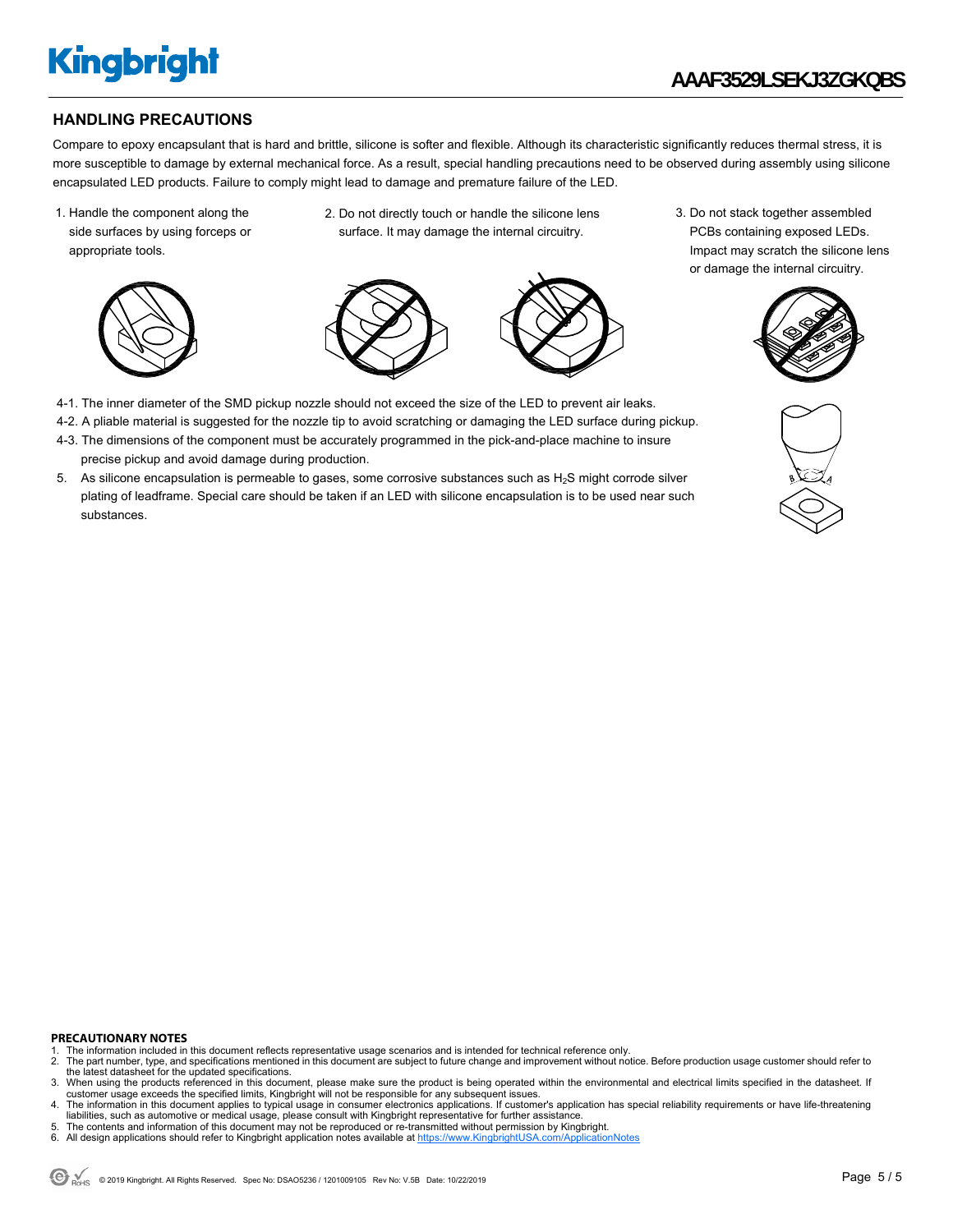## HANDLING PRECAUTIONS

Compare to epoxy encapsulant that is hard and brittle, silicone is softer and flexible. Although its characteristic significantly reduces thermal stress, it is more susceptible to damage by external mechanical force. As a result, special handling precautions need to be observed during assembly using silicone encapsulated LED products. Failure to comply might lead to damage and premature failure of the LED.

1. Handle the component along the side surfaces by using forceps or appropriate tools.
2. Do not directly touch or handle the silicone lens surface. It may damage the internal circuitry.
3. Do not stack together assembled PCBs containing exposed LEDs. Impact may scratch the silicone lens or damage the internal circuitry.

4-1. The inner diameter of the SMD pickup nozzle should not exceed the size of the LED to prevent air leaks.

4-2. A pliable material is suggested for the nozzle tip to avoid scratching or damaging the LED surface during pickup.

4-3. The dimensions of the component must be accurately programmed in the pick-and-place machine to insure precise pickup and avoid damage during production.

5. As silicone encapsulation is permeable to gases, some corrosive substances such as $H_2S$ might corrode silver plating of leadframe. Special care should be taken if an LED with silicone encapsulation is to be used near such substances.

B

A

**PRECAUTIONARY NOTES**

1. The information included in this document reflects representative usage scenarios and is intended for technical reference only.
2. The part number, type, and specifications mentioned in this document are subject to future change and improvement without notice. Before production usage customer should refer to the latest datasheet for the updated specifications.
3. When using the products referenced in this document, please make sure the product is being operated within the environmental and electrical limits specified in the datasheet. If customer usage exceeds the specified limits, Kingbright will not be responsible for any subsequent issues.
4. The information in this document applies to typical usage in consumer electronics applications. If customer's application has special reliability requirements or have life-threatening liabilities, such as automotive or medical usage, please consult with Kingbright representative for further assistance.
5. The contents and information of this document may not be reproduced or re-transmitted without permission by Kingbright.
6. All design applications should refer to Kingbright application notes available at https://www.KingbrightUSA.com/ApplicationNotes